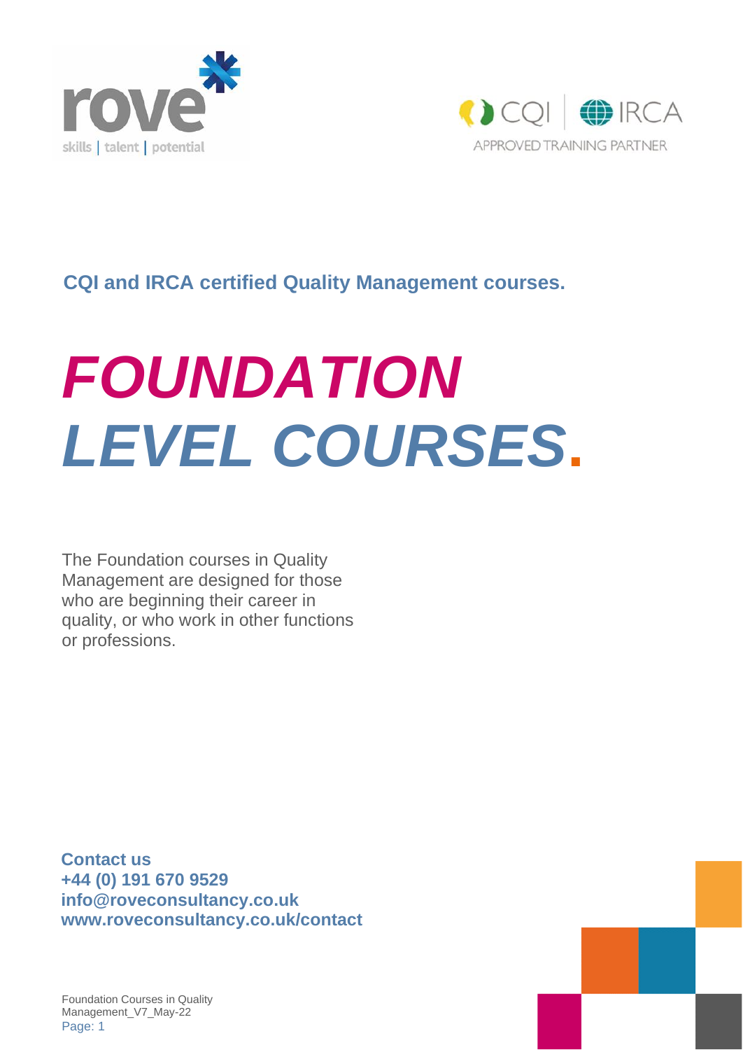**CQI and IRCA certified Quality Management courses.**

# *FOUNDATION LEVEL COURSES.*

The Foundation courses in Quality Management are designed for those who are beginning their career in quality, or who work in other functions or professions.

**Contact us**
**+44 (0) 191 670 9529**
**info@roveconsultancy.co.uk**
**www.roveconsultancy.co.uk/contact**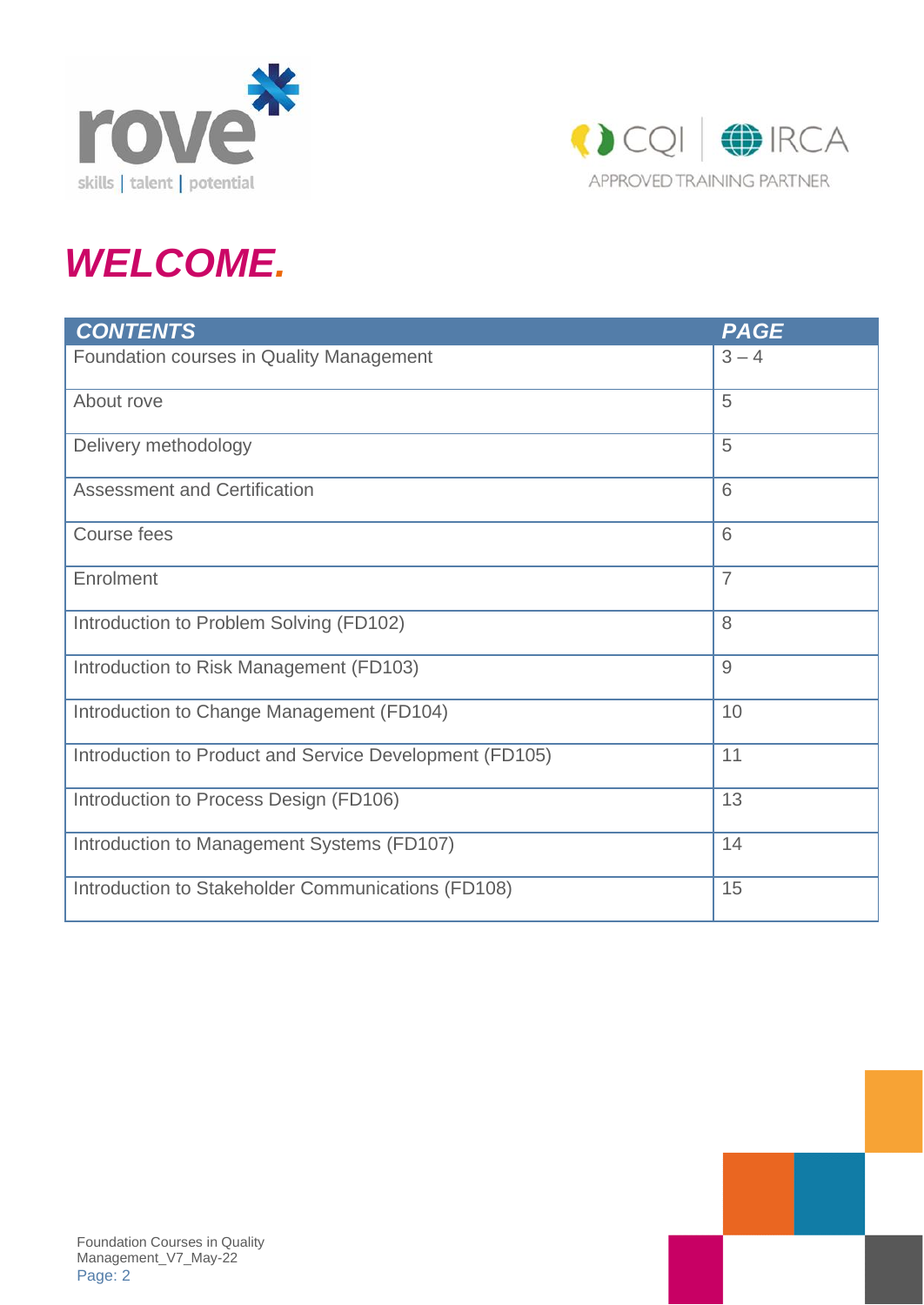# *WELCOME.*

| *CONTENTS* | *PAGE* |
|---|---|
| Foundation courses in Quality Management | 3 – 4 |
| About rove | 5 |
| Delivery methodology | 5 |
| Assessment and Certification | 6 |
| Course fees | 6 |
| Enrolment | 7 |
| Introduction to Problem Solving (FD102) | 8 |
| Introduction to Risk Management (FD103) | 9 |
| Introduction to Change Management (FD104) | 10 |
| Introduction to Product and Service Development (FD105) | 11 |
| Introduction to Process Design (FD106) | 13 |
| Introduction to Management Systems (FD107) | 14 |
| Introduction to Stakeholder Communications (FD108) | 15 |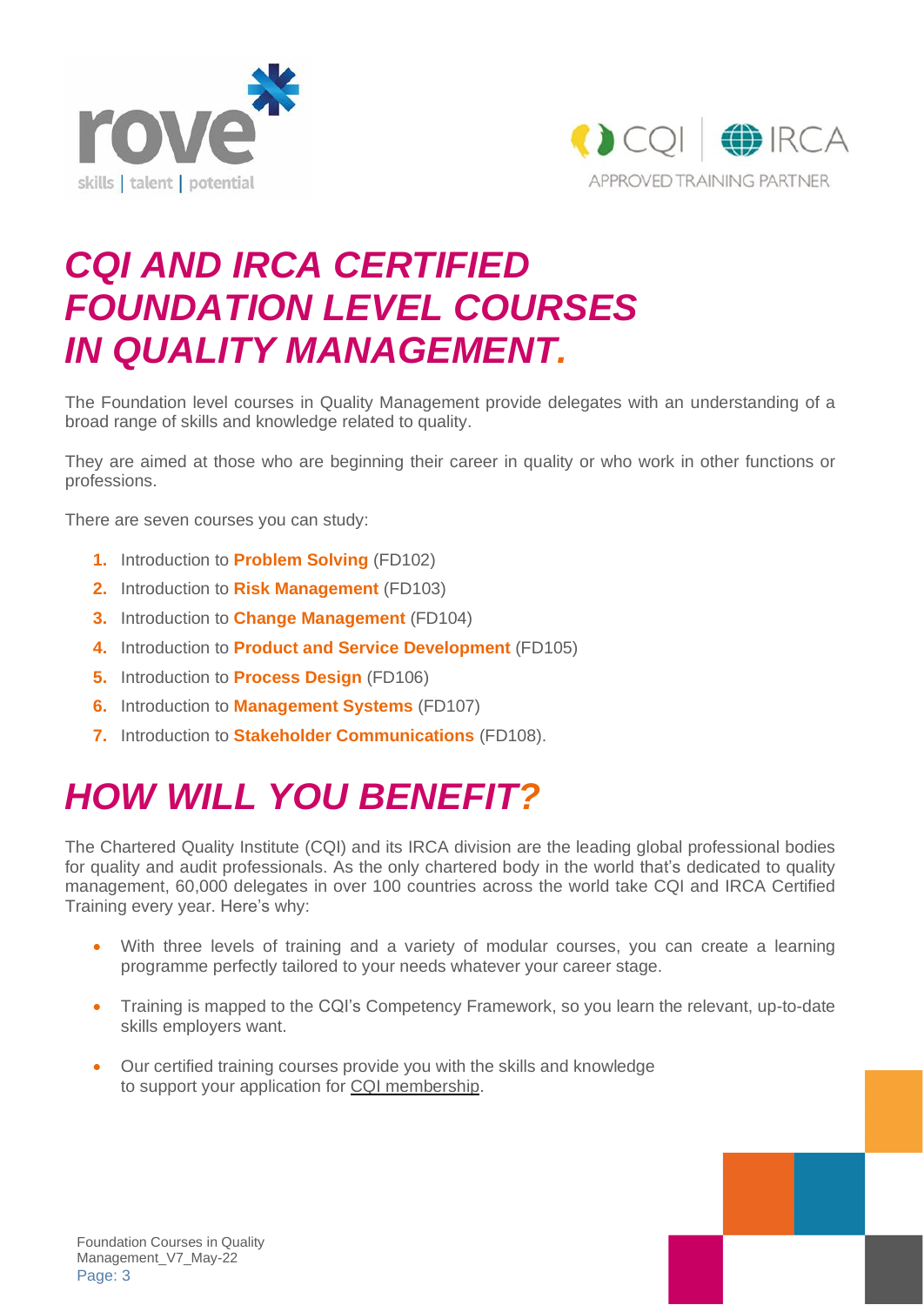# *CQI AND IRCA CERTIFIED FOUNDATION LEVEL COURSES IN QUALITY MANAGEMENT.*

The Foundation level courses in Quality Management provide delegates with an understanding of a broad range of skills and knowledge related to quality.

They are aimed at those who are beginning their career in quality or who work in other functions or professions.

There are seven courses you can study:

1. Introduction to **Problem Solving** (FD102)
2. Introduction to **Risk Management** (FD103)
3. Introduction to **Change Management** (FD104)
4. Introduction to **Product and Service Development** (FD105)
5. Introduction to **Process Design** (FD106)
6. Introduction to **Management Systems** (FD107)
7. Introduction to **Stakeholder Communications** (FD108).

# *HOW WILL YOU BENEFIT?*

The Chartered Quality Institute (CQI) and its IRCA division are the leading global professional bodies for quality and audit professionals. As the only chartered body in the world that's dedicated to quality management, 60,000 delegates in over 100 countries across the world take CQI and IRCA Certified Training every year. Here's why:

- With three levels of training and a variety of modular courses, you can create a learning programme perfectly tailored to your needs whatever your career stage.
- Training is mapped to the CQI's Competency Framework, so you learn the relevant, up-to-date skills employers want.
- Our certified training courses provide you with the skills and knowledge to support your application for CQI membership.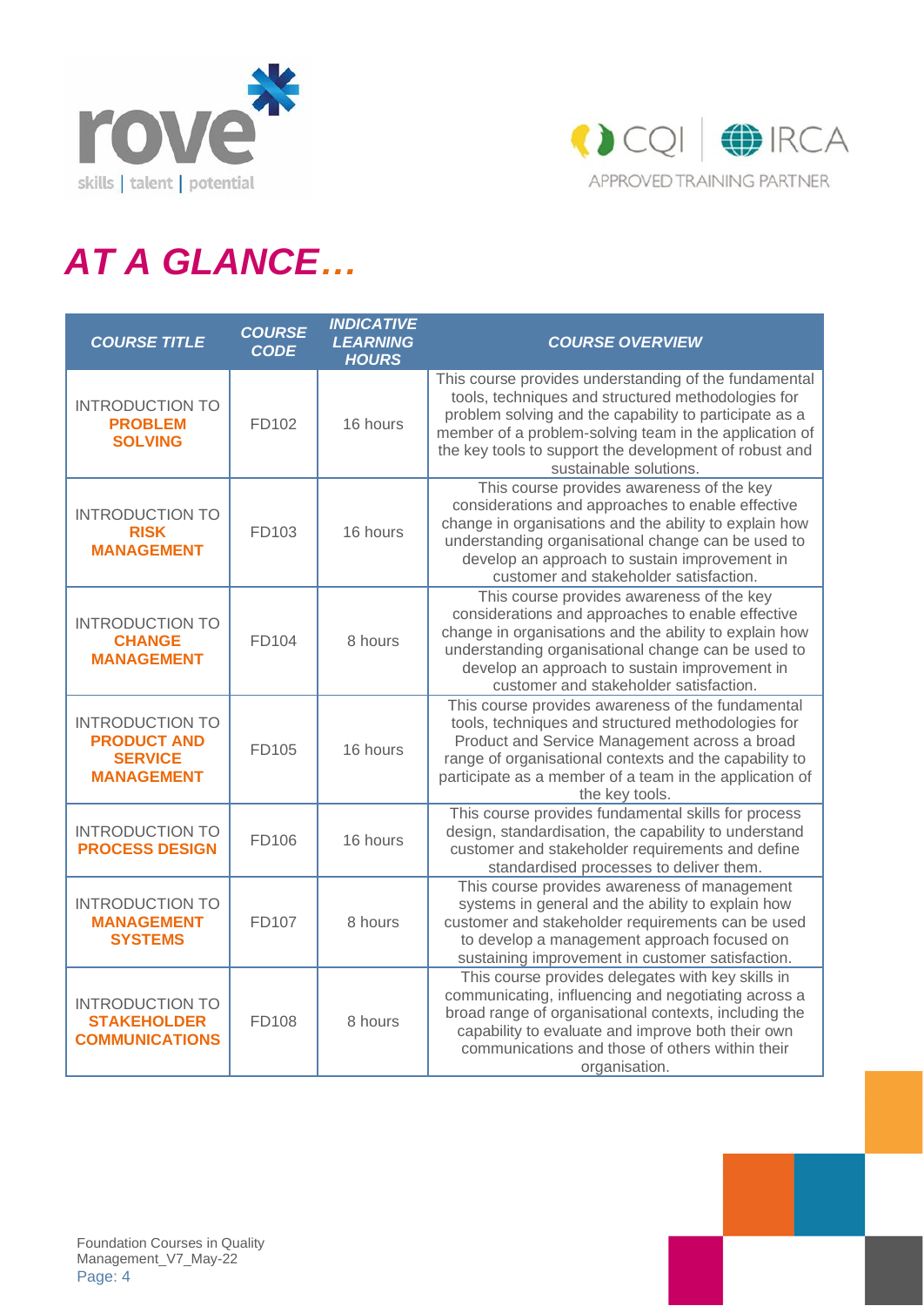# *AT A GLANCE…*

| *COURSE TITLE* | *COURSE CODE* | *INDICATIVE LEARNING HOURS* | *COURSE OVERVIEW* |
|---|---|---|---|
| INTRODUCTION TO **PROBLEM SOLVING** | FD102 | 16 hours | This course provides understanding of the fundamental tools, techniques and structured methodologies for problem solving and the capability to participate as a member of a problem-solving team in the application of the key tools to support the development of robust and sustainable solutions. |
| INTRODUCTION TO **RISK MANAGEMENT** | FD103 | 16 hours | This course provides awareness of the key considerations and approaches to enable effective change in organisations and the ability to explain how understanding organisational change can be used to develop an approach to sustain improvement in customer and stakeholder satisfaction. |
| INTRODUCTION TO **CHANGE MANAGEMENT** | FD104 | 8 hours | This course provides awareness of the key considerations and approaches to enable effective change in organisations and the ability to explain how understanding organisational change can be used to develop an approach to sustain improvement in customer and stakeholder satisfaction. |
| INTRODUCTION TO **PRODUCT AND SERVICE MANAGEMENT** | FD105 | 16 hours | This course provides awareness of the fundamental tools, techniques and structured methodologies for Product and Service Management across a broad range of organisational contexts and the capability to participate as a member of a team in the application of the key tools. |
| INTRODUCTION TO **PROCESS DESIGN** | FD106 | 16 hours | This course provides fundamental skills for process design, standardisation, the capability to understand customer and stakeholder requirements and define standardised processes to deliver them. |
| INTRODUCTION TO **MANAGEMENT SYSTEMS** | FD107 | 8 hours | This course provides awareness of management systems in general and the ability to explain how customer and stakeholder requirements can be used to develop a management approach focused on sustaining improvement in customer satisfaction. |
| INTRODUCTION TO **STAKEHOLDER COMMUNICATIONS** | FD108 | 8 hours | This course provides delegates with key skills in communicating, influencing and negotiating across a broad range of organisational contexts, including the capability to evaluate and improve both their own communications and those of others within their organisation. |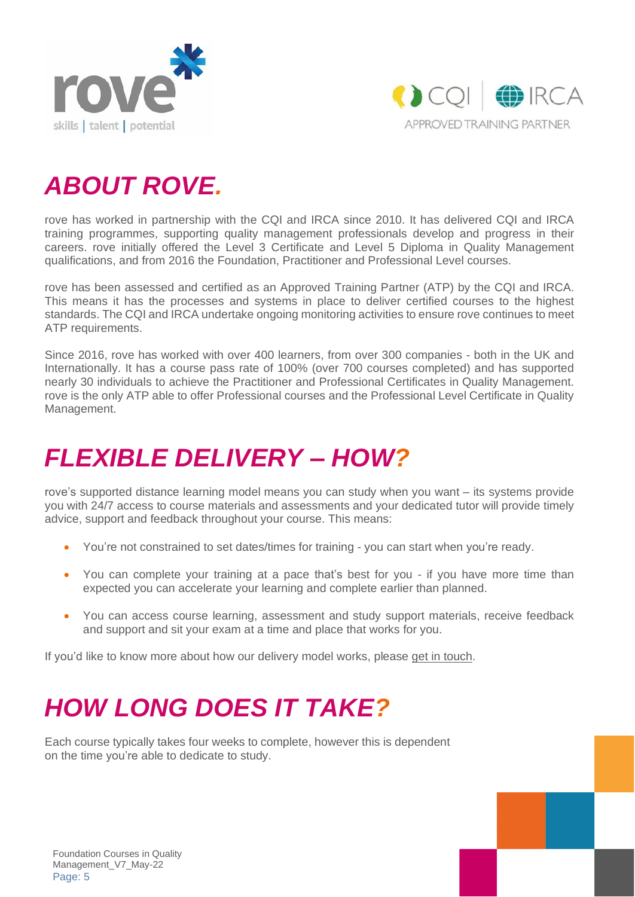# *ABOUT ROVE.*

rove has worked in partnership with the CQI and IRCA since 2010. It has delivered CQI and IRCA training programmes, supporting quality management professionals develop and progress in their careers. rove initially offered the Level 3 Certificate and Level 5 Diploma in Quality Management qualifications, and from 2016 the Foundation, Practitioner and Professional Level courses.

rove has been assessed and certified as an Approved Training Partner (ATP) by the CQI and IRCA. This means it has the processes and systems in place to deliver certified courses to the highest standards. The CQI and IRCA undertake ongoing monitoring activities to ensure rove continues to meet ATP requirements.

Since 2016, rove has worked with over 400 learners, from over 300 companies - both in the UK and Internationally. It has a course pass rate of 100% (over 700 courses completed) and has supported nearly 30 individuals to achieve the Practitioner and Professional Certificates in Quality Management. rove is the only ATP able to offer Professional courses and the Professional Level Certificate in Quality Management.

# *FLEXIBLE DELIVERY – HOW?*

rove's supported distance learning model means you can study when you want – its systems provide you with 24/7 access to course materials and assessments and your dedicated tutor will provide timely advice, support and feedback throughout your course. This means:

- You're not constrained to set dates/times for training - you can start when you're ready.
- You can complete your training at a pace that's best for you - if you have more time than expected you can accelerate your learning and complete earlier than planned.
- You can access course learning, assessment and study support materials, receive feedback and support and sit your exam at a time and place that works for you.

If you'd like to know more about how our delivery model works, please get in touch.

# *HOW LONG DOES IT TAKE?*

Each course typically takes four weeks to complete, however this is dependent on the time you're able to dedicate to study.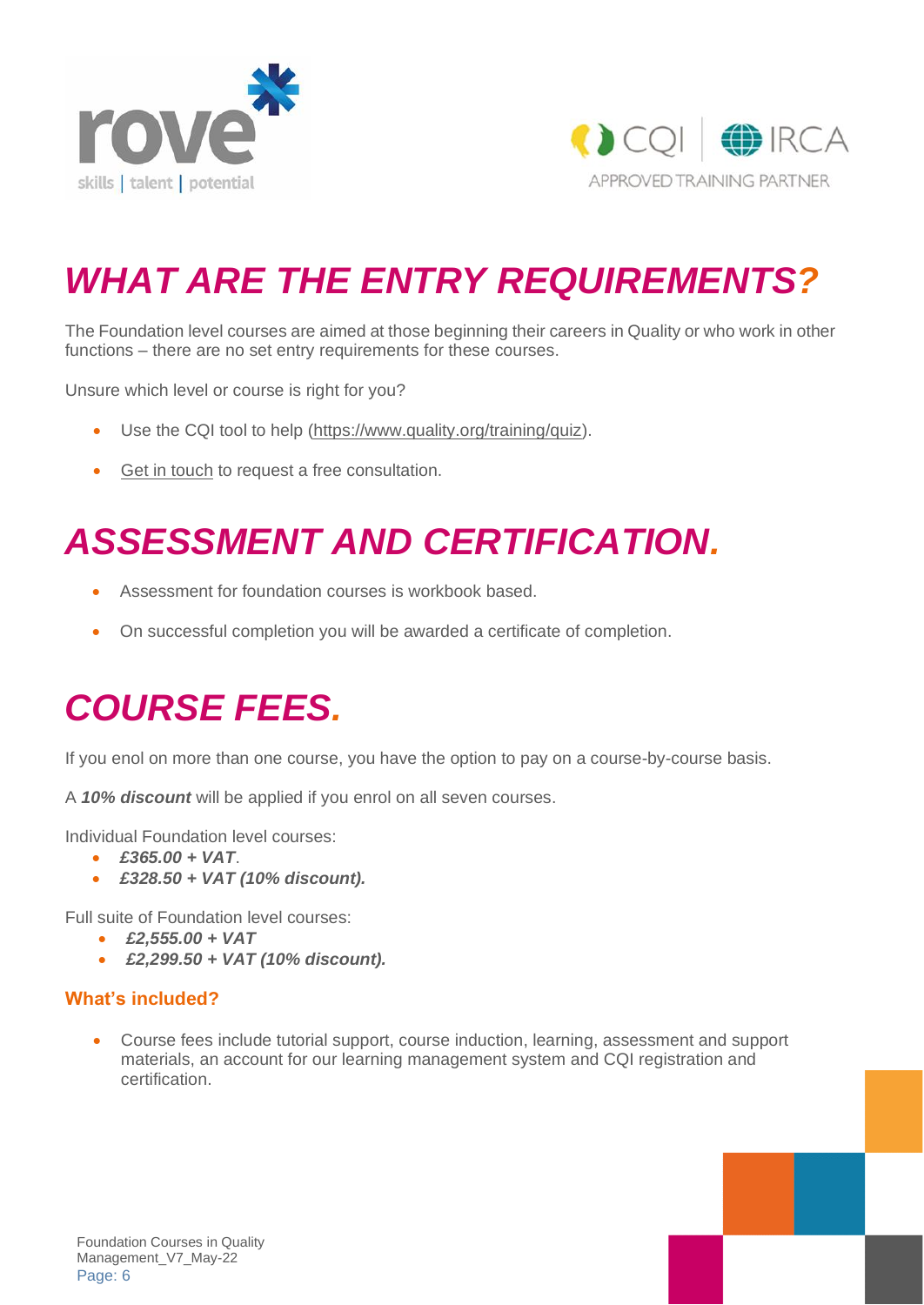# *WHAT ARE THE ENTRY REQUIREMENTS?*

The Foundation level courses are aimed at those beginning their careers in Quality or who work in other functions – there are no set entry requirements for these courses.

Unsure which level or course is right for you?

- Use the CQI tool to help (https://www.quality.org/training/quiz).
- Get in touch to request a free consultation.

# *ASSESSMENT AND CERTIFICATION.*

- Assessment for foundation courses is workbook based.
- On successful completion you will be awarded a certificate of completion.

# *COURSE FEES.*

If you enol on more than one course, you have the option to pay on a course-by-course basis.

A ***10% discount*** will be applied if you enrol on all seven courses.

Individual Foundation level courses:

- ***£365.00 + VAT***.
- ***£328.50 + VAT (10% discount).***

Full suite of Foundation level courses:

- ***£2,555.00 + VAT***
- ***£2,299.50 + VAT (10% discount).***

### What's included?

- Course fees include tutorial support, course induction, learning, assessment and support materials, an account for our learning management system and CQI registration and certification.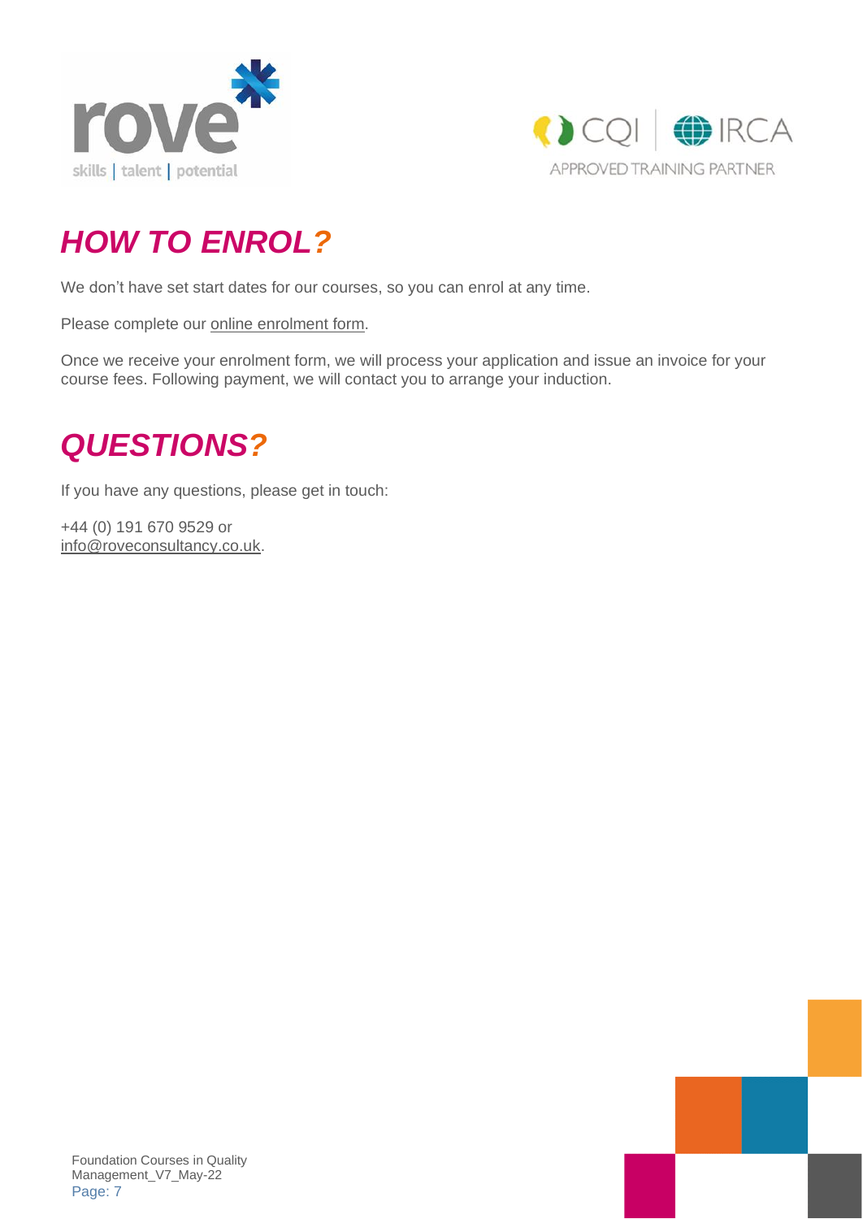# *HOW TO ENROL?*

We don't have set start dates for our courses, so you can enrol at any time.

Please complete our online enrolment form.

Once we receive your enrolment form, we will process your application and issue an invoice for your course fees. Following payment, we will contact you to arrange your induction.

# *QUESTIONS?*

If you have any questions, please get in touch:

+44 (0) 191 670 9529 or
info@roveconsultancy.co.uk.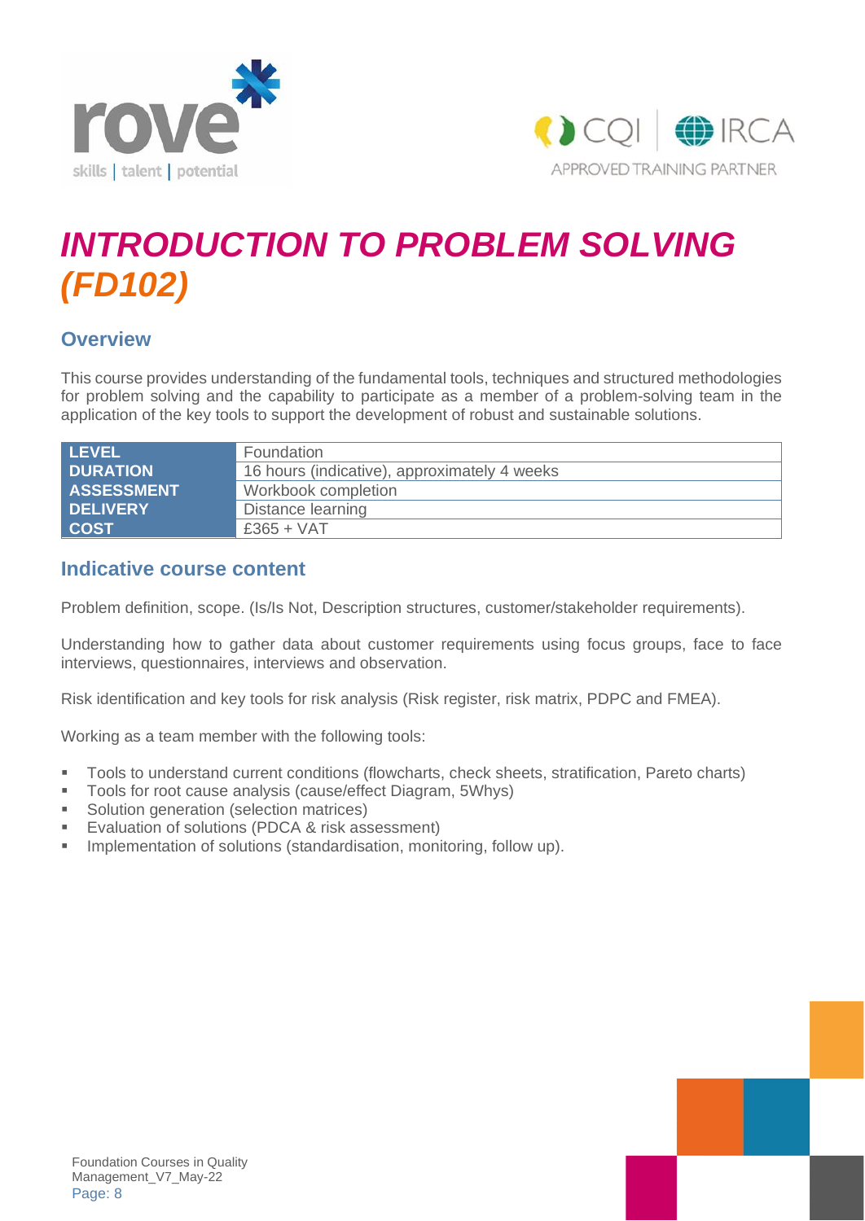# *INTRODUCTION TO PROBLEM SOLVING (FD102)*

## Overview

This course provides understanding of the fundamental tools, techniques and structured methodologies for problem solving and the capability to participate as a member of a problem-solving team in the application of the key tools to support the development of robust and sustainable solutions.

| | |
|---|---|
| **LEVEL** | Foundation |
| **DURATION** | 16 hours (indicative), approximately 4 weeks |
| **ASSESSMENT** | Workbook completion |
| **DELIVERY** | Distance learning |
| **COST** | £365 + VAT |

## Indicative course content

Problem definition, scope. (Is/Is Not, Description structures, customer/stakeholder requirements).

Understanding how to gather data about customer requirements using focus groups, face to face interviews, questionnaires, interviews and observation.

Risk identification and key tools for risk analysis (Risk register, risk matrix, PDPC and FMEA).

Working as a team member with the following tools:

- Tools to understand current conditions (flowcharts, check sheets, stratification, Pareto charts)
- Tools for root cause analysis (cause/effect Diagram, 5Whys)
- Solution generation (selection matrices)
- Evaluation of solutions (PDCA & risk assessment)
- Implementation of solutions (standardisation, monitoring, follow up).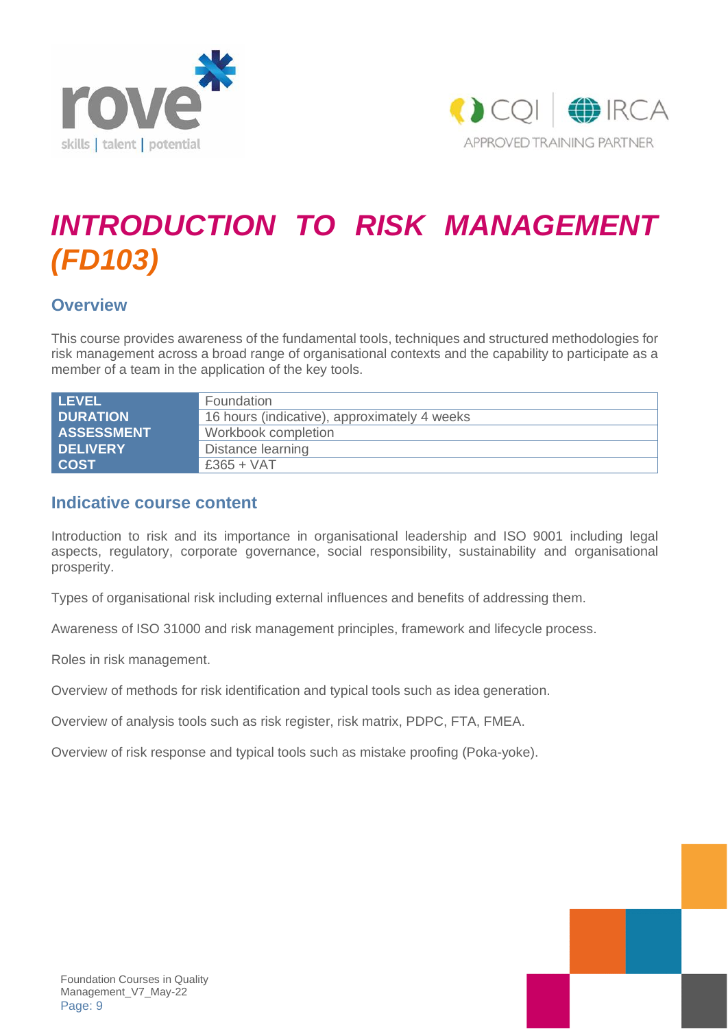# *INTRODUCTION TO RISK MANAGEMENT (FD103)*

## Overview

This course provides awareness of the fundamental tools, techniques and structured methodologies for risk management across a broad range of organisational contexts and the capability to participate as a member of a team in the application of the key tools.

| | |
|---|---|
| **LEVEL** | Foundation |
| **DURATION** | 16 hours (indicative), approximately 4 weeks |
| **ASSESSMENT** | Workbook completion |
| **DELIVERY** | Distance learning |
| **COST** | £365 + VAT |

## Indicative course content

Introduction to risk and its importance in organisational leadership and ISO 9001 including legal aspects, regulatory, corporate governance, social responsibility, sustainability and organisational prosperity.

Types of organisational risk including external influences and benefits of addressing them.

Awareness of ISO 31000 and risk management principles, framework and lifecycle process.

Roles in risk management.

Overview of methods for risk identification and typical tools such as idea generation.

Overview of analysis tools such as risk register, risk matrix, PDPC, FTA, FMEA.

Overview of risk response and typical tools such as mistake proofing (Poka-yoke).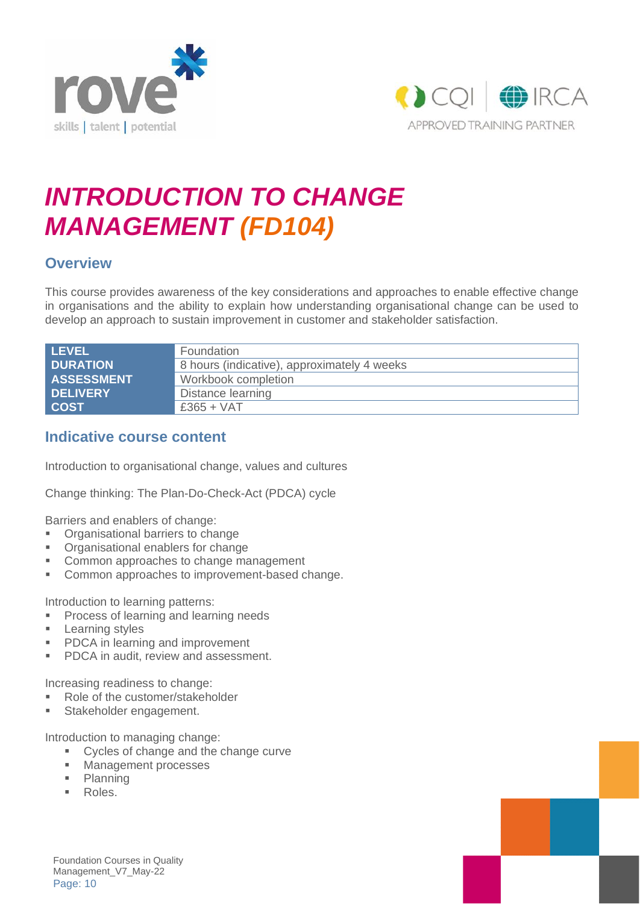# *INTRODUCTION TO CHANGE MANAGEMENT (FD104)*

## Overview

This course provides awareness of the key considerations and approaches to enable effective change in organisations and the ability to explain how understanding organisational change can be used to develop an approach to sustain improvement in customer and stakeholder satisfaction.

| | |
|---|---|
| **LEVEL** | Foundation |
| **DURATION** | 8 hours (indicative), approximately 4 weeks |
| **ASSESSMENT** | Workbook completion |
| **DELIVERY** | Distance learning |
| **COST** | £365 + VAT |

## Indicative course content

Introduction to organisational change, values and cultures

Change thinking: The Plan-Do-Check-Act (PDCA) cycle

Barriers and enablers of change:

- Organisational barriers to change
- Organisational enablers for change
- Common approaches to change management
- Common approaches to improvement-based change.

Introduction to learning patterns:

- Process of learning and learning needs
- Learning styles
- PDCA in learning and improvement
- PDCA in audit, review and assessment.

Increasing readiness to change:

- Role of the customer/stakeholder
- Stakeholder engagement.

Introduction to managing change:

- Cycles of change and the change curve
- Management processes
- Planning
- Roles.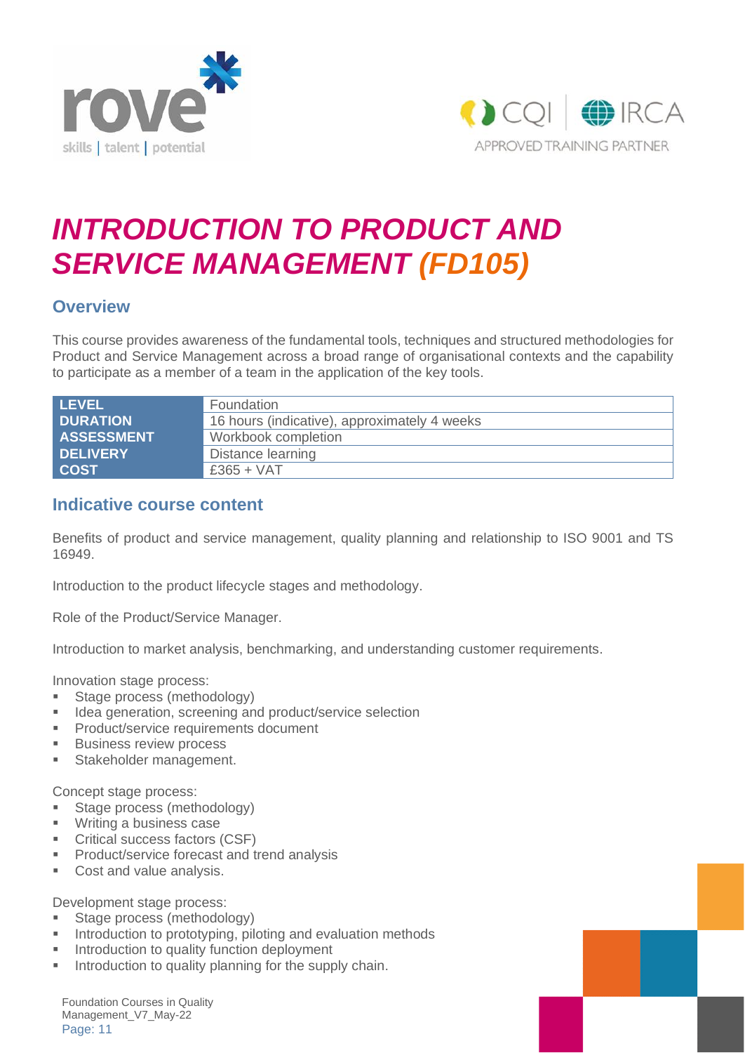# *INTRODUCTION TO PRODUCT AND SERVICE MANAGEMENT (FD105)*

## Overview

This course provides awareness of the fundamental tools, techniques and structured methodologies for Product and Service Management across a broad range of organisational contexts and the capability to participate as a member of a team in the application of the key tools.

| | |
|---|---|
| **LEVEL** | Foundation |
| **DURATION** | 16 hours (indicative), approximately 4 weeks |
| **ASSESSMENT** | Workbook completion |
| **DELIVERY** | Distance learning |
| **COST** | £365 + VAT |

## Indicative course content

Benefits of product and service management, quality planning and relationship to ISO 9001 and TS 16949.

Introduction to the product lifecycle stages and methodology.

Role of the Product/Service Manager.

Introduction to market analysis, benchmarking, and understanding customer requirements.

Innovation stage process:

- Stage process (methodology)
- Idea generation, screening and product/service selection
- Product/service requirements document
- Business review process
- Stakeholder management.

Concept stage process:

- Stage process (methodology)
- Writing a business case
- Critical success factors (CSF)
- Product/service forecast and trend analysis
- Cost and value analysis.

Development stage process:

- Stage process (methodology)
- Introduction to prototyping, piloting and evaluation methods
- Introduction to quality function deployment
- Introduction to quality planning for the supply chain.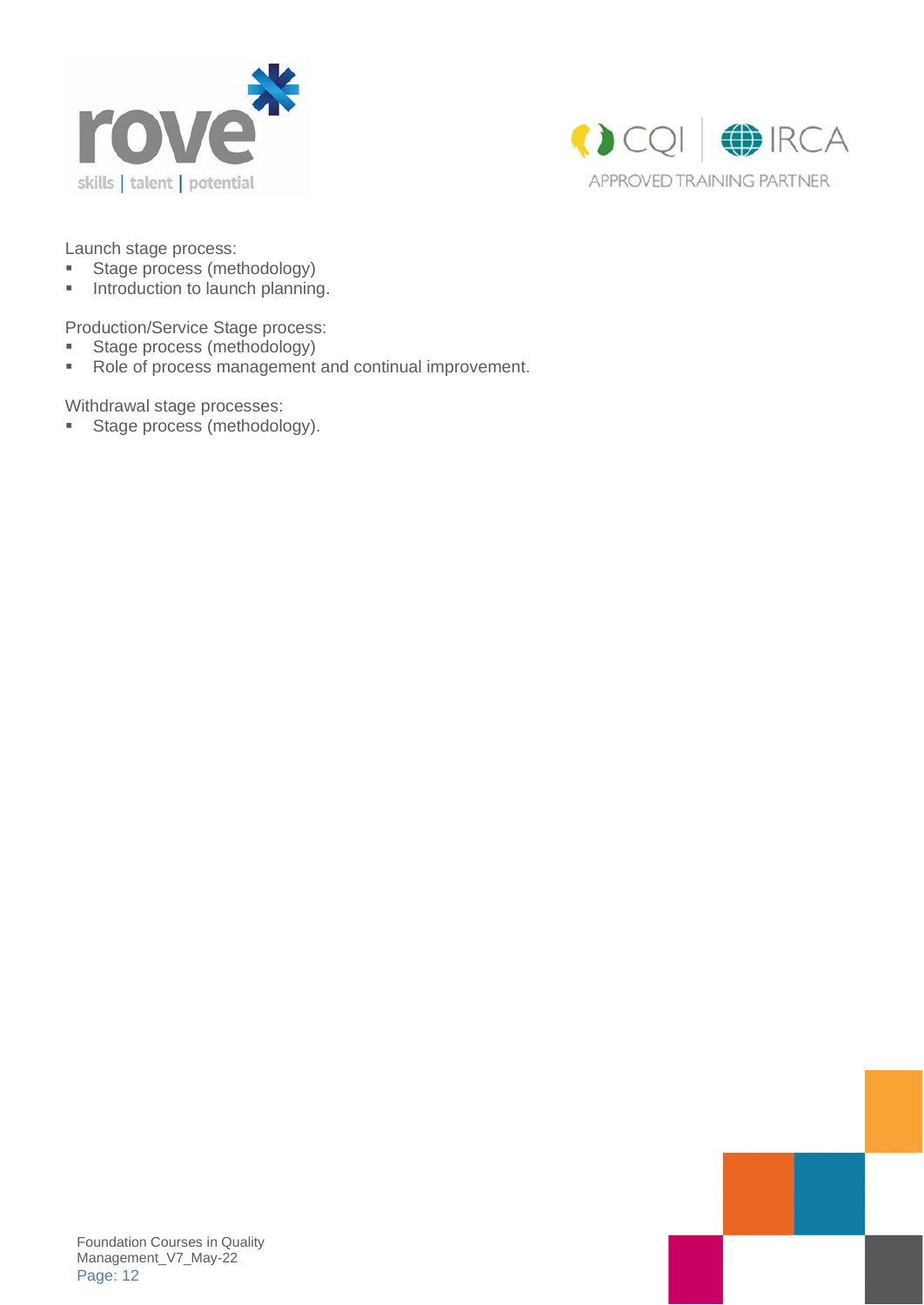Launch stage process:

- Stage process (methodology)
- Introduction to launch planning.

Production/Service Stage process:

- Stage process (methodology)
- Role of process management and continual improvement.

Withdrawal stage processes:

- Stage process (methodology).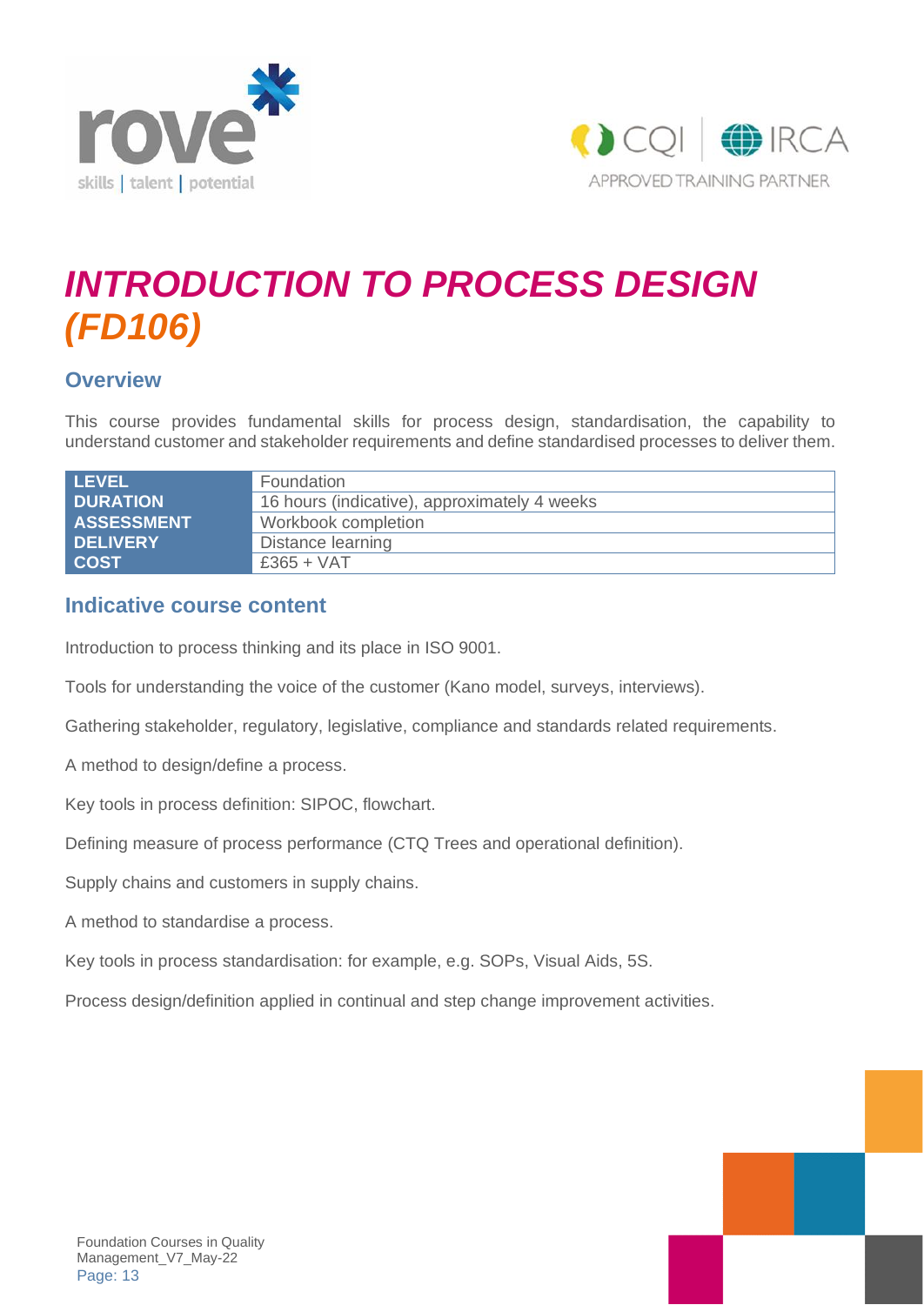# *INTRODUCTION TO PROCESS DESIGN (FD106)*

## Overview

This course provides fundamental skills for process design, standardisation, the capability to understand customer and stakeholder requirements and define standardised processes to deliver them.

| | |
|---|---|
| **LEVEL** | Foundation |
| **DURATION** | 16 hours (indicative), approximately 4 weeks |
| **ASSESSMENT** | Workbook completion |
| **DELIVERY** | Distance learning |
| **COST** | £365 + VAT |

## Indicative course content

Introduction to process thinking and its place in ISO 9001.

Tools for understanding the voice of the customer (Kano model, surveys, interviews).

Gathering stakeholder, regulatory, legislative, compliance and standards related requirements.

A method to design/define a process.

Key tools in process definition: SIPOC, flowchart.

Defining measure of process performance (CTQ Trees and operational definition).

Supply chains and customers in supply chains.

A method to standardise a process.

Key tools in process standardisation: for example, e.g. SOPs, Visual Aids, 5S.

Process design/definition applied in continual and step change improvement activities.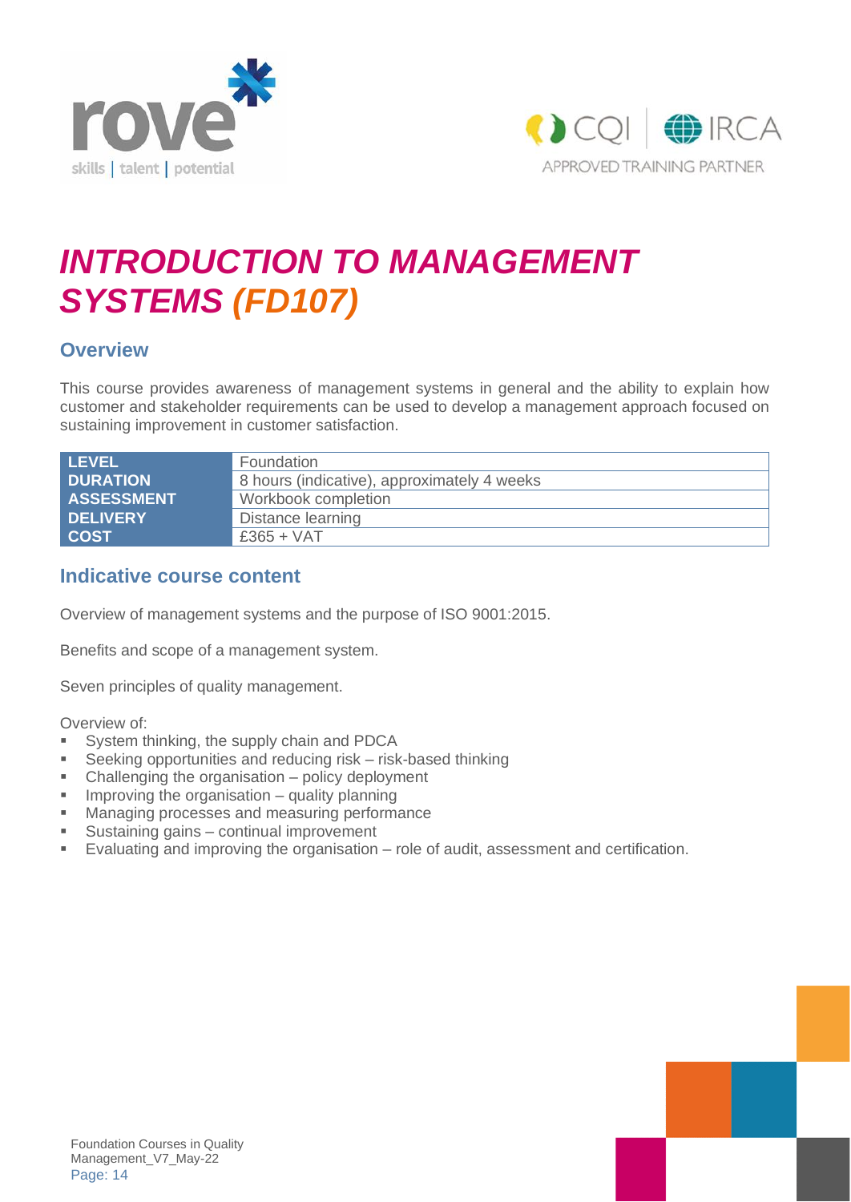# *INTRODUCTION TO MANAGEMENT SYSTEMS (FD107)*

## Overview

This course provides awareness of management systems in general and the ability to explain how customer and stakeholder requirements can be used to develop a management approach focused on sustaining improvement in customer satisfaction.

| | |
|---|---|
| **LEVEL** | Foundation |
| **DURATION** | 8 hours (indicative), approximately 4 weeks |
| **ASSESSMENT** | Workbook completion |
| **DELIVERY** | Distance learning |
| **COST** | £365 + VAT |

## Indicative course content

Overview of management systems and the purpose of ISO 9001:2015.

Benefits and scope of a management system.

Seven principles of quality management.

Overview of:

- System thinking, the supply chain and PDCA
- Seeking opportunities and reducing risk – risk-based thinking
- Challenging the organisation – policy deployment
- Improving the organisation – quality planning
- Managing processes and measuring performance
- Sustaining gains – continual improvement
- Evaluating and improving the organisation – role of audit, assessment and certification.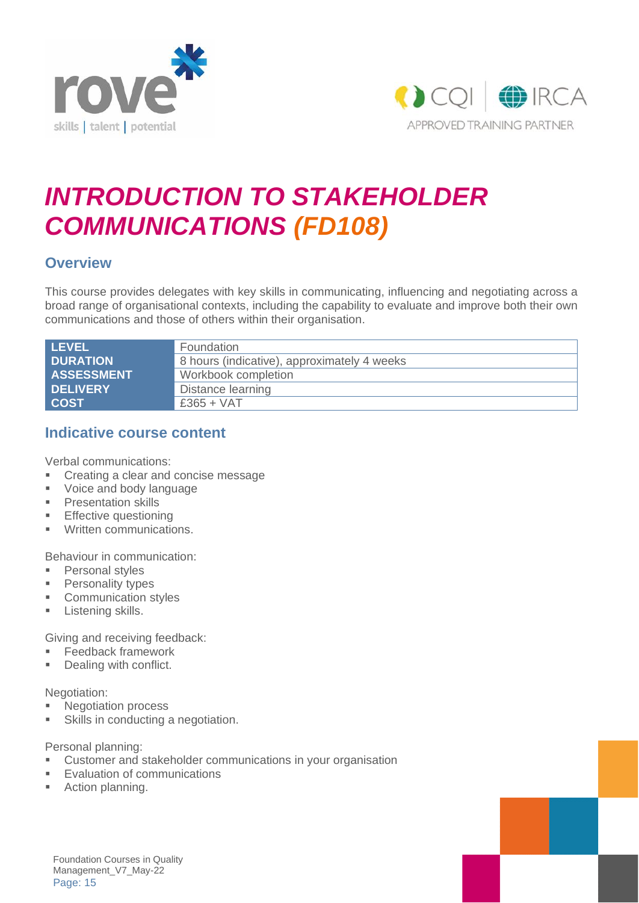# *INTRODUCTION TO STAKEHOLDER COMMUNICATIONS (FD108)*

## Overview

This course provides delegates with key skills in communicating, influencing and negotiating across a broad range of organisational contexts, including the capability to evaluate and improve both their own communications and those of others within their organisation.

| | |
|---|---|
| **LEVEL** | Foundation |
| **DURATION** | 8 hours (indicative), approximately 4 weeks |
| **ASSESSMENT** | Workbook completion |
| **DELIVERY** | Distance learning |
| **COST** | £365 + VAT |

## Indicative course content

Verbal communications:

- Creating a clear and concise message
- Voice and body language
- Presentation skills
- Effective questioning
- Written communications.

Behaviour in communication:

- Personal styles
- Personality types
- Communication styles
- Listening skills.

Giving and receiving feedback:

- Feedback framework
- Dealing with conflict.

Negotiation:

- Negotiation process
- Skills in conducting a negotiation.

Personal planning:

- Customer and stakeholder communications in your organisation
- Evaluation of communications
- Action planning.